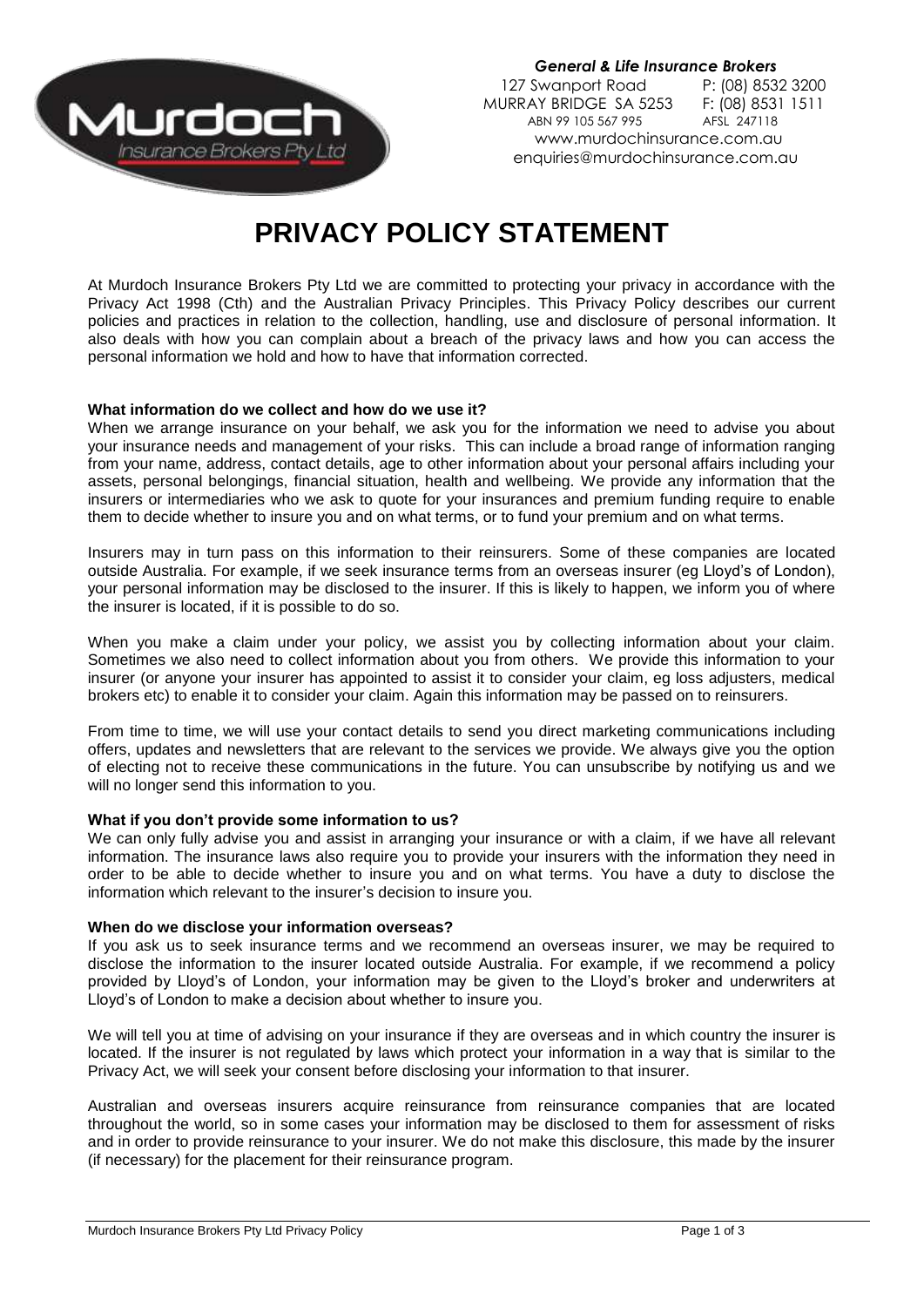*General & Life Insurance Brokers*
127 Swanport Road P: (08) 8532 3200
MURRAY BRIDGE SA 5253 F: (08) 8531 1511
ABN 99 105 567 995 AFSL 247118
www.murdochinsurance.com.au
enquiries@murdochinsurance.com.au

# PRIVACY POLICY STATEMENT

At Murdoch Insurance Brokers Pty Ltd we are committed to protecting your privacy in accordance with the Privacy Act 1998 (Cth) and the Australian Privacy Principles. This Privacy Policy describes our current policies and practices in relation to the collection, handling, use and disclosure of personal information. It also deals with how you can complain about a breach of the privacy laws and how you can access the personal information we hold and how to have that information corrected.

**What information do we collect and how do we use it?**

When we arrange insurance on your behalf, we ask you for the information we need to advise you about your insurance needs and management of your risks. This can include a broad range of information ranging from your name, address, contact details, age to other information about your personal affairs including your assets, personal belongings, financial situation, health and wellbeing. We provide any information that the insurers or intermediaries who we ask to quote for your insurances and premium funding require to enable them to decide whether to insure you and on what terms, or to fund your premium and on what terms.

Insurers may in turn pass on this information to their reinsurers. Some of these companies are located outside Australia. For example, if we seek insurance terms from an overseas insurer (eg Lloyd's of London), your personal information may be disclosed to the insurer. If this is likely to happen, we inform you of where the insurer is located, if it is possible to do so.

When you make a claim under your policy, we assist you by collecting information about your claim. Sometimes we also need to collect information about you from others. We provide this information to your insurer (or anyone your insurer has appointed to assist it to consider your claim, eg loss adjusters, medical brokers etc) to enable it to consider your claim. Again this information may be passed on to reinsurers.

From time to time, we will use your contact details to send you direct marketing communications including offers, updates and newsletters that are relevant to the services we provide. We always give you the option of electing not to receive these communications in the future. You can unsubscribe by notifying us and we will no longer send this information to you.

**What if you don't provide some information to us?**

We can only fully advise you and assist in arranging your insurance or with a claim, if we have all relevant information. The insurance laws also require you to provide your insurers with the information they need in order to be able to decide whether to insure you and on what terms. You have a duty to disclose the information which relevant to the insurer's decision to insure you.

**When do we disclose your information overseas?**

If you ask us to seek insurance terms and we recommend an overseas insurer, we may be required to disclose the information to the insurer located outside Australia. For example, if we recommend a policy provided by Lloyd's of London, your information may be given to the Lloyd's broker and underwriters at Lloyd's of London to make a decision about whether to insure you.

We will tell you at time of advising on your insurance if they are overseas and in which country the insurer is located. If the insurer is not regulated by laws which protect your information in a way that is similar to the Privacy Act, we will seek your consent before disclosing your information to that insurer.

Australian and overseas insurers acquire reinsurance from reinsurance companies that are located throughout the world, so in some cases your information may be disclosed to them for assessment of risks and in order to provide reinsurance to your insurer. We do not make this disclosure, this made by the insurer (if necessary) for the placement for their reinsurance program.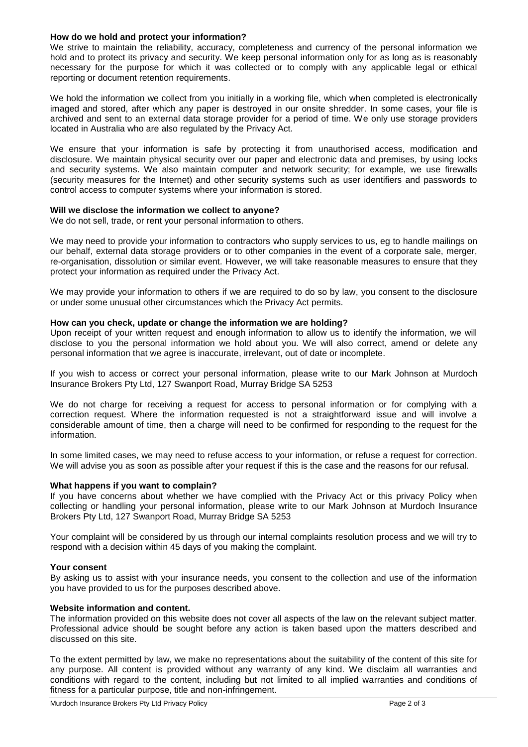**How do we hold and protect your information?**

We strive to maintain the reliability, accuracy, completeness and currency of the personal information we hold and to protect its privacy and security. We keep personal information only for as long as is reasonably necessary for the purpose for which it was collected or to comply with any applicable legal or ethical reporting or document retention requirements.

We hold the information we collect from you initially in a working file, which when completed is electronically imaged and stored, after which any paper is destroyed in our onsite shredder. In some cases, your file is archived and sent to an external data storage provider for a period of time. We only use storage providers located in Australia who are also regulated by the Privacy Act.

We ensure that your information is safe by protecting it from unauthorised access, modification and disclosure. We maintain physical security over our paper and electronic data and premises, by using locks and security systems. We also maintain computer and network security; for example, we use firewalls (security measures for the Internet) and other security systems such as user identifiers and passwords to control access to computer systems where your information is stored.

**Will we disclose the information we collect to anyone?**

We do not sell, trade, or rent your personal information to others.

We may need to provide your information to contractors who supply services to us, eg to handle mailings on our behalf, external data storage providers or to other companies in the event of a corporate sale, merger, re-organisation, dissolution or similar event. However, we will take reasonable measures to ensure that they protect your information as required under the Privacy Act.

We may provide your information to others if we are required to do so by law, you consent to the disclosure or under some unusual other circumstances which the Privacy Act permits.

**How can you check, update or change the information we are holding?**

Upon receipt of your written request and enough information to allow us to identify the information, we will disclose to you the personal information we hold about you. We will also correct, amend or delete any personal information that we agree is inaccurate, irrelevant, out of date or incomplete.

If you wish to access or correct your personal information, please write to our Mark Johnson at Murdoch Insurance Brokers Pty Ltd, 127 Swanport Road, Murray Bridge SA 5253

We do not charge for receiving a request for access to personal information or for complying with a correction request. Where the information requested is not a straightforward issue and will involve a considerable amount of time, then a charge will need to be confirmed for responding to the request for the information.

In some limited cases, we may need to refuse access to your information, or refuse a request for correction. We will advise you as soon as possible after your request if this is the case and the reasons for our refusal.

**What happens if you want to complain?**

If you have concerns about whether we have complied with the Privacy Act or this privacy Policy when collecting or handling your personal information, please write to our Mark Johnson at Murdoch Insurance Brokers Pty Ltd, 127 Swanport Road, Murray Bridge SA 5253

Your complaint will be considered by us through our internal complaints resolution process and we will try to respond with a decision within 45 days of you making the complaint.

**Your consent**

By asking us to assist with your insurance needs, you consent to the collection and use of the information you have provided to us for the purposes described above.

**Website information and content.**

The information provided on this website does not cover all aspects of the law on the relevant subject matter. Professional advice should be sought before any action is taken based upon the matters described and discussed on this site.

To the extent permitted by law, we make no representations about the suitability of the content of this site for any purpose. All content is provided without any warranty of any kind. We disclaim all warranties and conditions with regard to the content, including but not limited to all implied warranties and conditions of fitness for a particular purpose, title and non-infringement.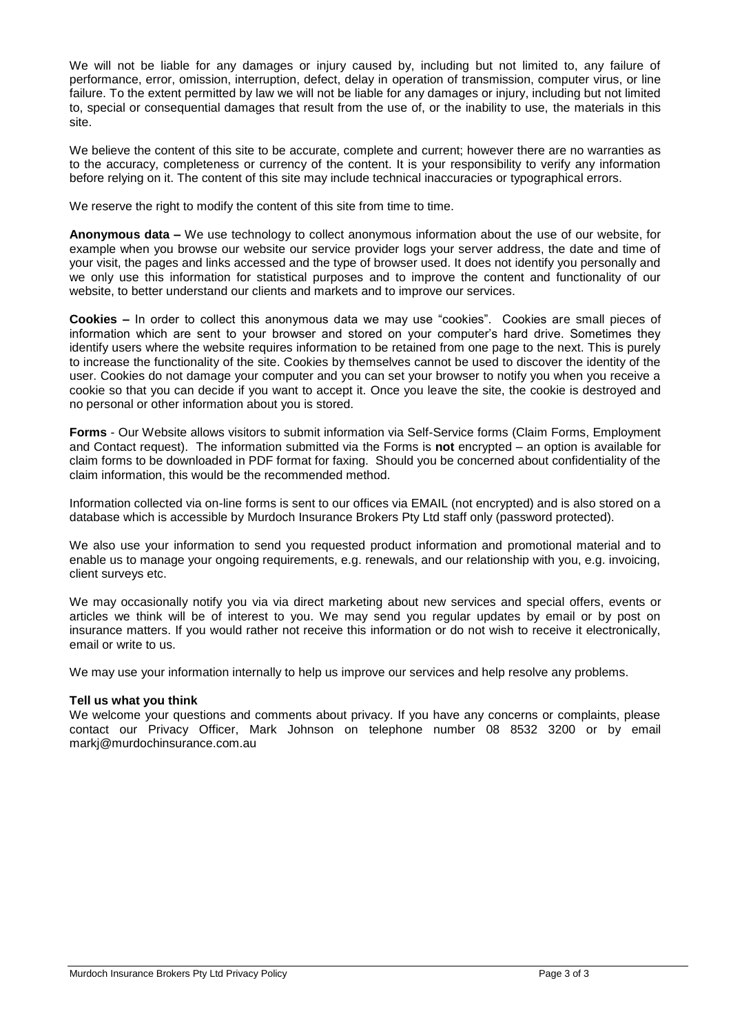We will not be liable for any damages or injury caused by, including but not limited to, any failure of performance, error, omission, interruption, defect, delay in operation of transmission, computer virus, or line failure. To the extent permitted by law we will not be liable for any damages or injury, including but not limited to, special or consequential damages that result from the use of, or the inability to use, the materials in this site.

We believe the content of this site to be accurate, complete and current; however there are no warranties as to the accuracy, completeness or currency of the content. It is your responsibility to verify any information before relying on it. The content of this site may include technical inaccuracies or typographical errors.

We reserve the right to modify the content of this site from time to time.

**Anonymous data –** We use technology to collect anonymous information about the use of our website, for example when you browse our website our service provider logs your server address, the date and time of your visit, the pages and links accessed and the type of browser used. It does not identify you personally and we only use this information for statistical purposes and to improve the content and functionality of our website, to better understand our clients and markets and to improve our services.

**Cookies –** In order to collect this anonymous data we may use "cookies". Cookies are small pieces of information which are sent to your browser and stored on your computer's hard drive. Sometimes they identify users where the website requires information to be retained from one page to the next. This is purely to increase the functionality of the site. Cookies by themselves cannot be used to discover the identity of the user. Cookies do not damage your computer and you can set your browser to notify you when you receive a cookie so that you can decide if you want to accept it. Once you leave the site, the cookie is destroyed and no personal or other information about you is stored.

**Forms** - Our Website allows visitors to submit information via Self-Service forms (Claim Forms, Employment and Contact request). The information submitted via the Forms is **not** encrypted – an option is available for claim forms to be downloaded in PDF format for faxing. Should you be concerned about confidentiality of the claim information, this would be the recommended method.

Information collected via on-line forms is sent to our offices via EMAIL (not encrypted) and is also stored on a database which is accessible by Murdoch Insurance Brokers Pty Ltd staff only (password protected).

We also use your information to send you requested product information and promotional material and to enable us to manage your ongoing requirements, e.g. renewals, and our relationship with you, e.g. invoicing, client surveys etc.

We may occasionally notify you via via direct marketing about new services and special offers, events or articles we think will be of interest to you. We may send you regular updates by email or by post on insurance matters. If you would rather not receive this information or do not wish to receive it electronically, email or write to us.

We may use your information internally to help us improve our services and help resolve any problems.

**Tell us what you think**

We welcome your questions and comments about privacy. If you have any concerns or complaints, please contact our Privacy Officer, Mark Johnson on telephone number 08 8532 3200 or by email markj@murdochinsurance.com.au